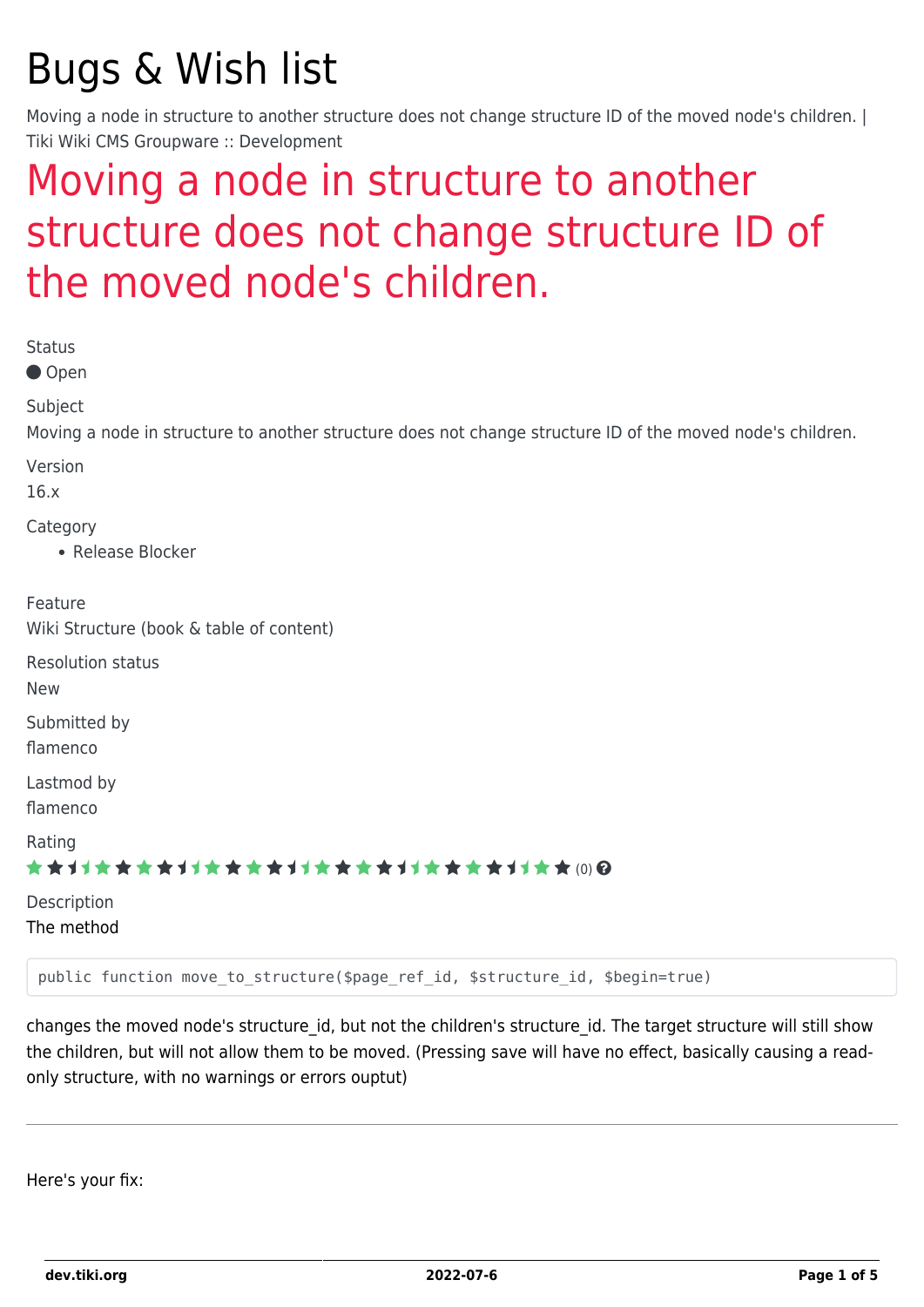# Bugs & Wish list

Moving a node in structure to another structure does not change structure ID of the moved node's children. | Tiki Wiki CMS Groupware :: Development

## Moving a node in structure to another structure does not change structure ID of the moved node's children.

Status

● Open

Subject

Moving a node in structure to another structure does not change structure ID of the moved node's children.

Version

16.x

Category

- Release Blocker

Feature

Wiki Structure (book & table of content)

Resolution status

New

Submitted by

flamenco

Lastmod by

flamenco

Rating

(0)

Description

The method

```
public function move_to_structure($page_ref_id, $structure_id, $begin=true)
```

changes the moved node's structure_id, but not the children's structure_id. The target structure will still show the children, but will not allow them to be moved. (Pressing save will have no effect, basically causing a read-only structure, with no warnings or errors ouptut)

---

Here's your fix: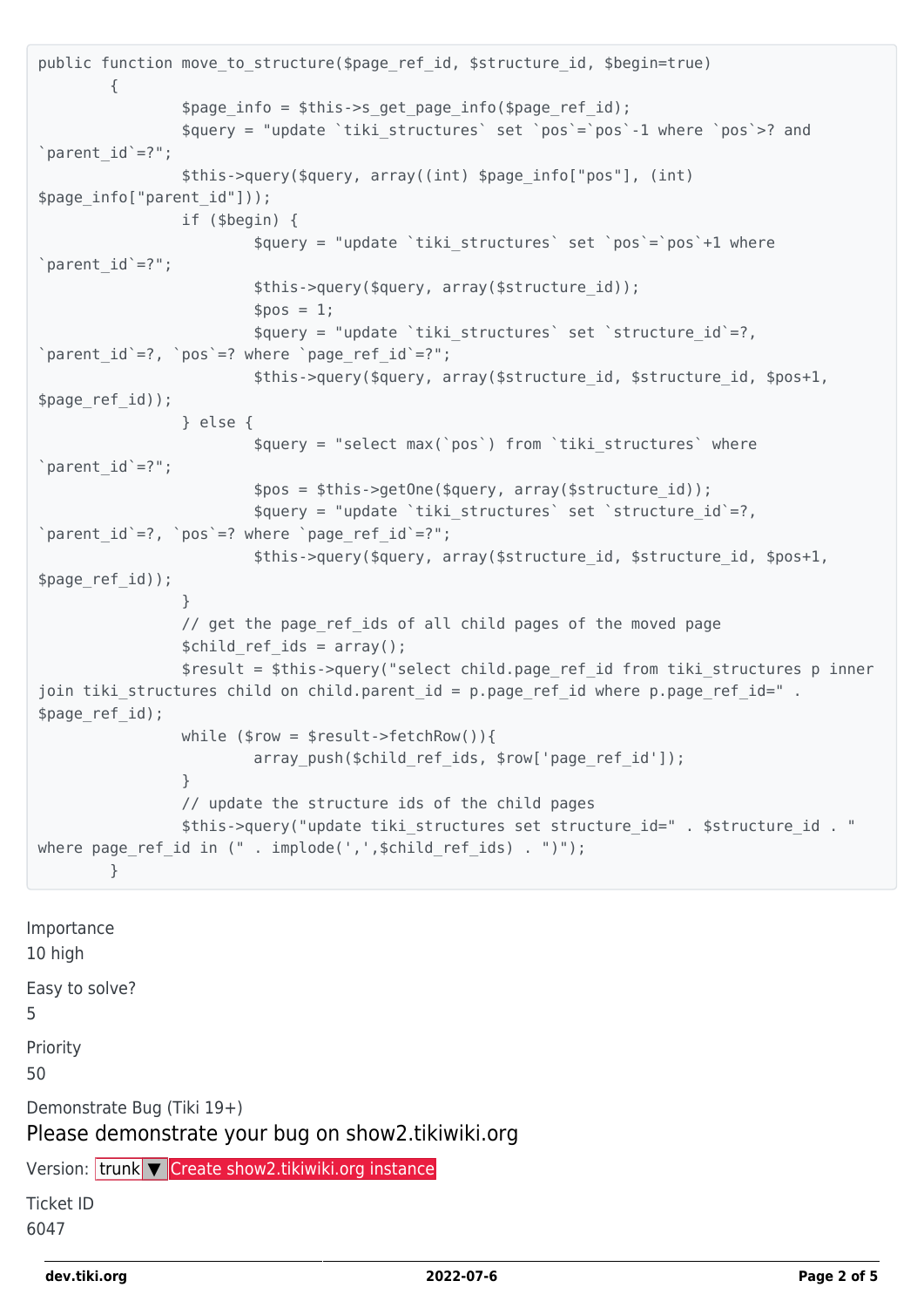```
public function move_to_structure($page_ref_id, $structure_id, $begin=true)
	{
		$page_info = $this->s_get_page_info($page_ref_id);
		$query = "update `tiki_structures` set `pos`=`pos`-1 where `pos`>? and
`parent_id`=?";
		$this->query($query, array((int) $page_info["pos"], (int)
$page_info["parent_id"]));
		if ($begin) {
			$query = "update `tiki_structures` set `pos`=`pos`+1 where
`parent_id`=?";
			$this->query($query, array($structure_id));
			$pos = 1;
			$query = "update `tiki_structures` set `structure_id`=?,
`parent_id`=?, `pos`=? where `page_ref_id`=?";
			$this->query($query, array($structure_id, $structure_id, $pos+1,
$page_ref_id));
		} else {
			$query = "select max(`pos`) from `tiki_structures` where
`parent_id`=?";
			$pos = $this->getOne($query, array($structure_id));
			$query = "update `tiki_structures` set `structure_id`=?,
`parent_id`=?, `pos`=? where `page_ref_id`=?";
			$this->query($query, array($structure_id, $structure_id, $pos+1,
$page_ref_id));
		}
		// get the page_ref_ids of all child pages of the moved page
		$child_ref_ids = array();
		$result = $this->query("select child.page_ref_id from tiki_structures p inner
join tiki_structures child on child.parent_id = p.page_ref_id where p.page_ref_id=" .
$page_ref_id);
		while ($row = $result->fetchRow()){
			array_push($child_ref_ids, $row['page_ref_id']);
		}
		// update the structure ids of the child pages
		$this->query("update tiki_structures set structure_id=" . $structure_id . "
where page_ref_id in (" . implode(',',$child_ref_ids) . ")");
	}
```

Importance
10 high

Easy to solve?
5

Priority
50

Demonstrate Bug (Tiki 19+)

## Please demonstrate your bug on show2.tikiwiki.org

Version: trunk ▼ Create show2.tikiwiki.org instance

Ticket ID
6047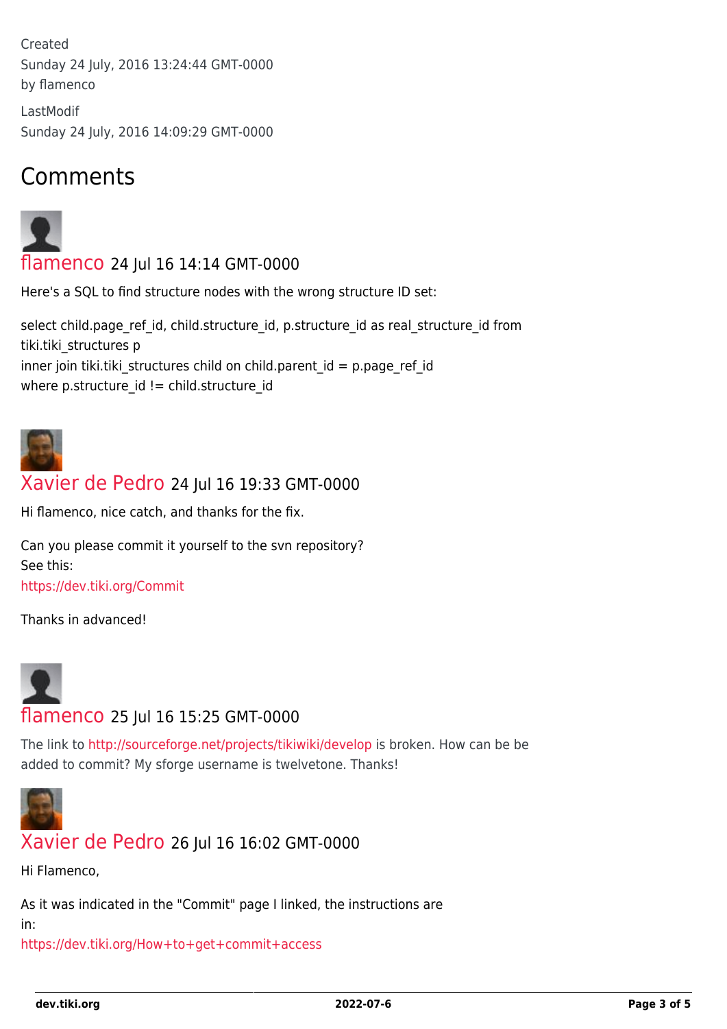Created
Sunday 24 July, 2016 13:24:44 GMT-0000
by flamenco

LastModif
Sunday 24 July, 2016 14:09:29 GMT-0000

## Comments

**flamenco** 24 Jul 16 14:14 GMT-0000

Here's a SQL to find structure nodes with the wrong structure ID set:

select child.page_ref_id, child.structure_id, p.structure_id as real_structure_id from tiki.tiki_structures p
inner join tiki.tiki_structures child on child.parent_id = p.page_ref_id
where p.structure_id != child.structure_id

**Xavier de Pedro** 24 Jul 16 19:33 GMT-0000

Hi flamenco, nice catch, and thanks for the fix.

Can you please commit it yourself to the svn repository?
See this:
https://dev.tiki.org/Commit

Thanks in advanced!

**flamenco** 25 Jul 16 15:25 GMT-0000

The link to http://sourceforge.net/projects/tikiwiki/develop is broken. How can be be added to commit? My sforge username is twelvetone. Thanks!

**Xavier de Pedro** 26 Jul 16 16:02 GMT-0000

Hi Flamenco,

As it was indicated in the "Commit" page I linked, the instructions are in:
https://dev.tiki.org/How+to+get+commit+access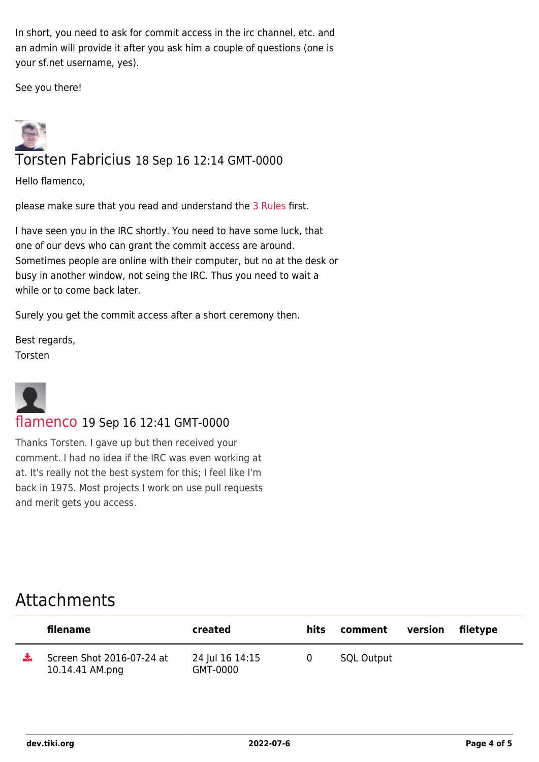In short, you need to ask for commit access in the irc channel, etc. and an admin will provide it after you ask him a couple of questions (one is your sf.net username, yes).

See you there!

### Torsten Fabricius 18 Sep 16 12:14 GMT-0000

Hello flamenco,

please make sure that you read and understand the 3 Rules first.

I have seen you in the IRC shortly. You need to have some luck, that one of our devs who can grant the commit access are around. Sometimes people are online with their computer, but no at the desk or busy in another window, not seing the IRC. Thus you need to wait a while or to come back later.

Surely you get the commit access after a short ceremony then.

Best regards,
Torsten

### flamenco 19 Sep 16 12:41 GMT-0000

Thanks Torsten. I gave up but then received your comment. I had no idea if the IRC was even working at at. It's really not the best system for this; I feel like I'm back in 1975. Most projects I work on use pull requests and merit gets you access.

## Attachments

| | filename | created | hits | comment | version | filetype |
|---|---|---|---|---|---|---|
| | Screen Shot 2016-07-24 at 10.14.41 AM.png | 24 Jul 16 14:15 GMT-0000 | 0 | SQL Output | | |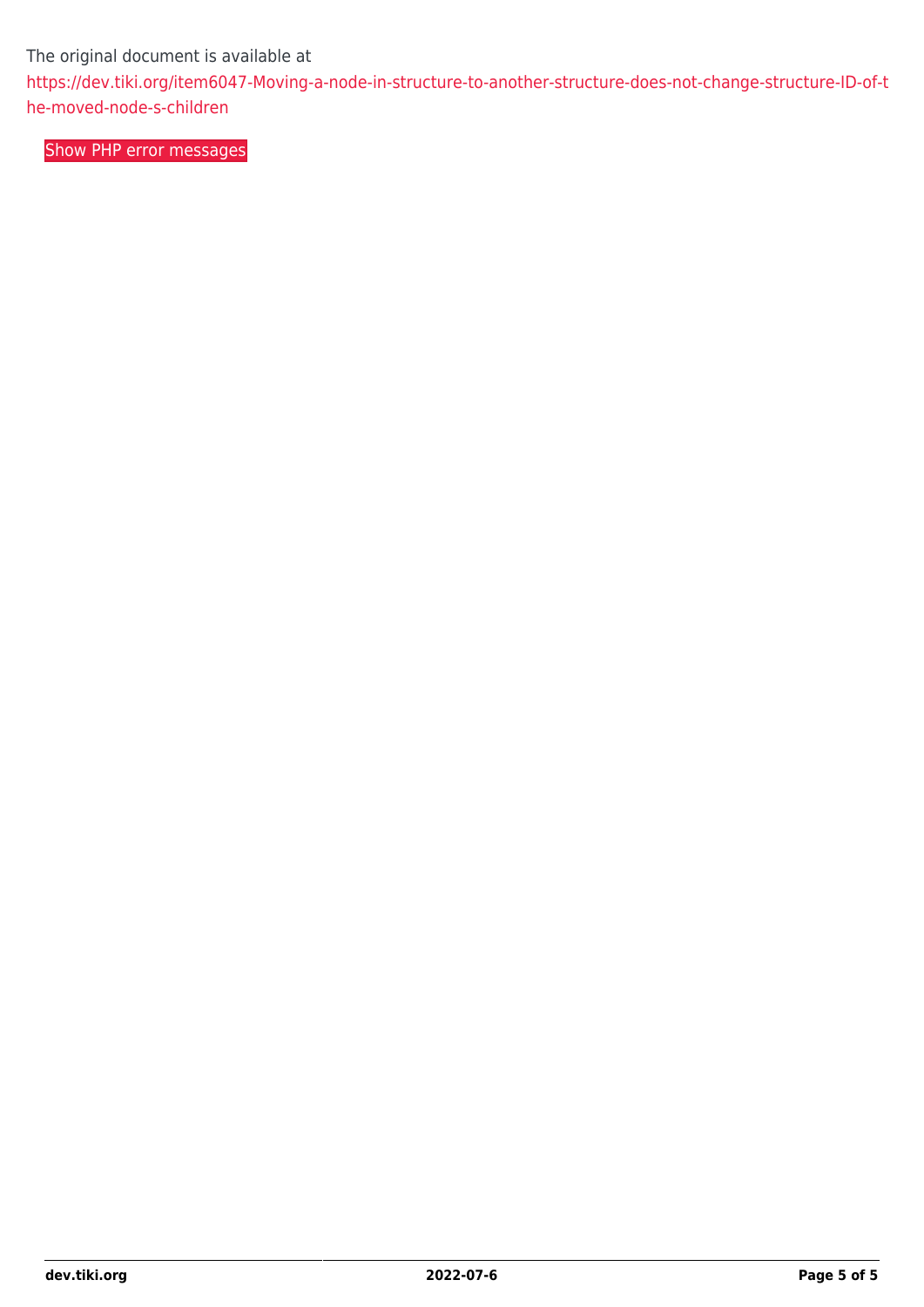The original document is available at

https://dev.tiki.org/item6047-Moving-a-node-in-structure-to-another-structure-does-not-change-structure-ID-of-the-moved-node-s-children

Show PHP error messages